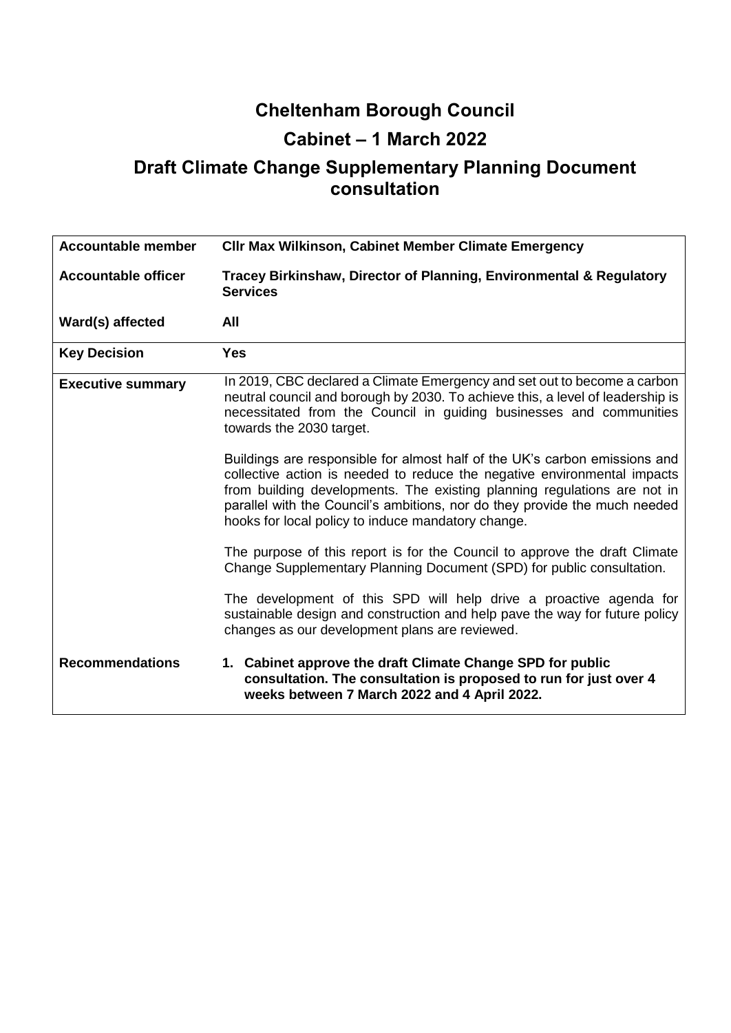# Cheltenham Borough Council

## Cabinet – 1 March 2022

## Draft Climate Change Supplementary Planning Document consultation

| | |
|---|---|
| **Accountable member** | **Cllr Max Wilkinson, Cabinet Member Climate Emergency** |
| **Accountable officer** | **Tracey Birkinshaw, Director of Planning, Environmental & Regulatory Services** |
| **Ward(s) affected** | **All** |
| **Key Decision** | **Yes** |
| **Executive summary** | In 2019, CBC declared a Climate Emergency and set out to become a carbon neutral council and borough by 2030. To achieve this, a level of leadership is necessitated from the Council in guiding businesses and communities towards the 2030 target.<br><br>Buildings are responsible for almost half of the UK's carbon emissions and collective action is needed to reduce the negative environmental impacts from building developments. The existing planning regulations are not in parallel with the Council's ambitions, nor do they provide the much needed hooks for local policy to induce mandatory change.<br><br>The purpose of this report is for the Council to approve the draft Climate Change Supplementary Planning Document (SPD) for public consultation.<br><br>The development of this SPD will help drive a proactive agenda for sustainable design and construction and help pave the way for future policy changes as our development plans are reviewed. |
| **Recommendations** | **1. Cabinet approve the draft Climate Change SPD for public consultation. The consultation is proposed to run for just over 4 weeks between 7 March 2022 and 4 April 2022.** |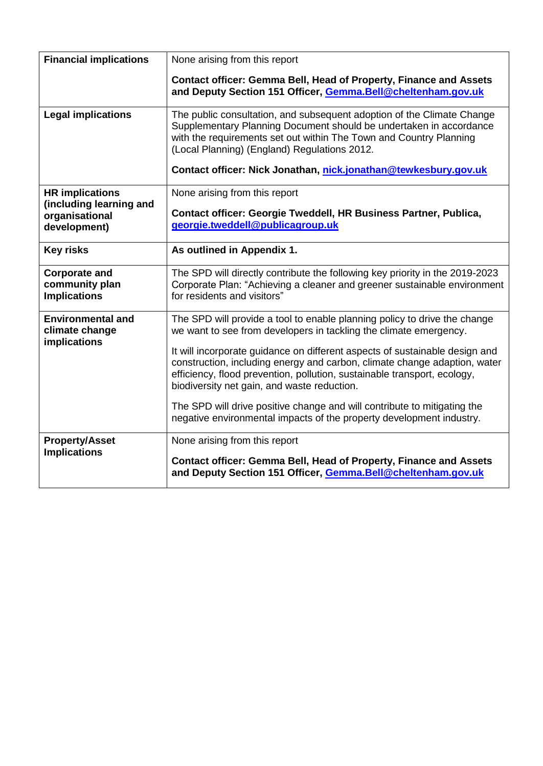| | |
|---|---|
| **Financial implications** | None arising from this report<br><br>**Contact officer: Gemma Bell, Head of Property, Finance and Assets and Deputy Section 151 Officer, Gemma.Bell@cheltenham.gov.uk** |
| **Legal implications** | The public consultation, and subsequent adoption of the Climate Change Supplementary Planning Document should be undertaken in accordance with the requirements set out within The Town and Country Planning (Local Planning) (England) Regulations 2012.<br><br>**Contact officer: Nick Jonathan, nick.jonathan@tewkesbury.gov.uk** |
| **HR implications (including learning and organisational development)** | None arising from this report<br><br>**Contact officer: Georgie Tweddell, HR Business Partner, Publica, georgie.tweddell@publicagroup.uk** |
| **Key risks** | **As outlined in Appendix 1.** |
| **Corporate and community plan Implications** | The SPD will directly contribute the following key priority in the 2019-2023 Corporate Plan: "Achieving a cleaner and greener sustainable environment for residents and visitors" |
| **Environmental and climate change implications** | The SPD will provide a tool to enable planning policy to drive the change we want to see from developers in tackling the climate emergency.<br><br>It will incorporate guidance on different aspects of sustainable design and construction, including energy and carbon, climate change adaption, water efficiency, flood prevention, pollution, sustainable transport, ecology, biodiversity net gain, and waste reduction.<br><br>The SPD will drive positive change and will contribute to mitigating the negative environmental impacts of the property development industry. |
| **Property/Asset Implications** | None arising from this report<br><br>**Contact officer: Gemma Bell, Head of Property, Finance and Assets and Deputy Section 151 Officer, Gemma.Bell@cheltenham.gov.uk** |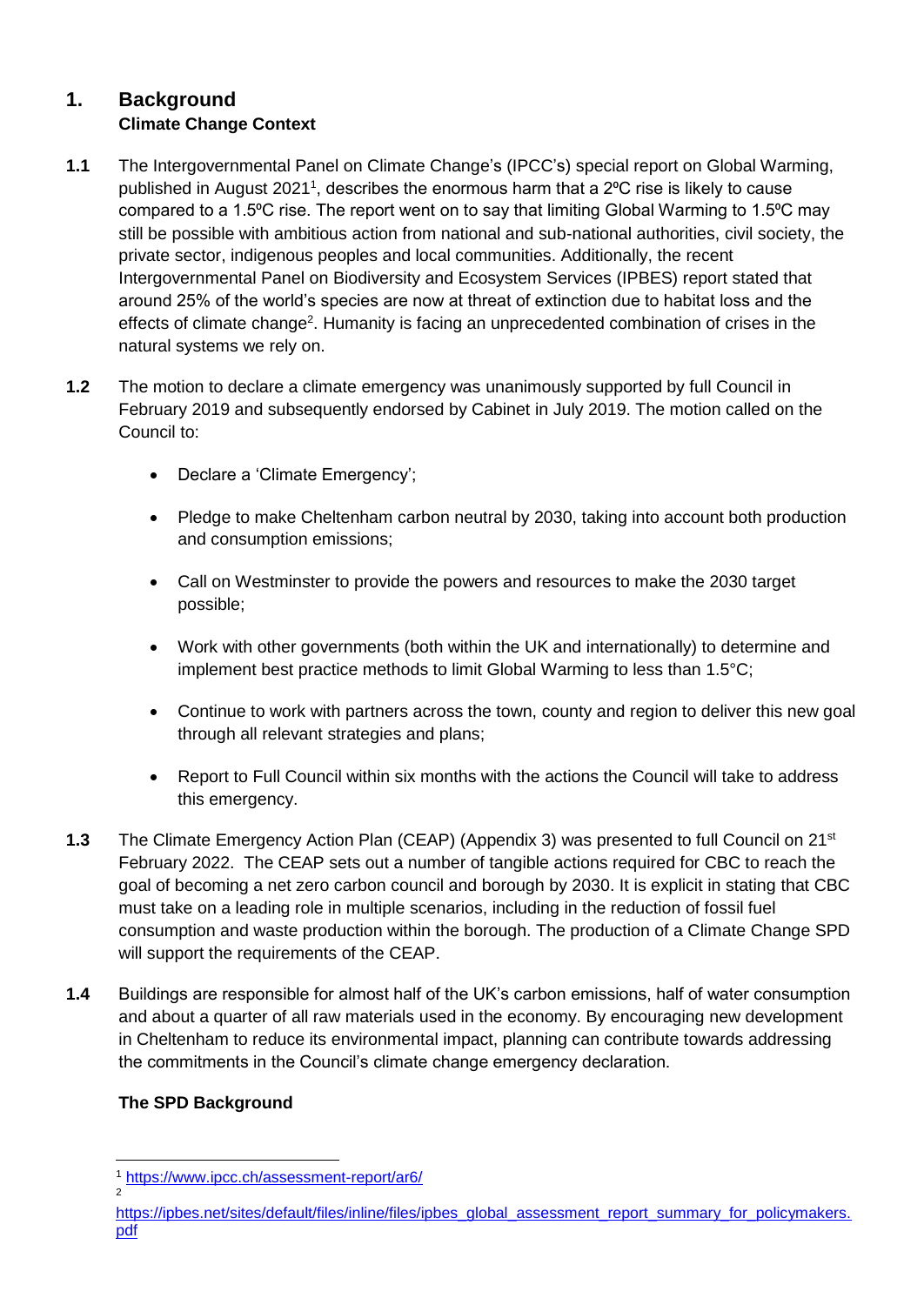## 1. Background

### Climate Change Context

**1.1** The Intergovernmental Panel on Climate Change's (IPCC's) special report on Global Warming, published in August 2021[1], describes the enormous harm that a 2ºC rise is likely to cause compared to a 1.5ºC rise. The report went on to say that limiting Global Warming to 1.5ºC may still be possible with ambitious action from national and sub-national authorities, civil society, the private sector, indigenous peoples and local communities. Additionally, the recent Intergovernmental Panel on Biodiversity and Ecosystem Services (IPBES) report stated that around 25% of the world's species are now at threat of extinction due to habitat loss and the effects of climate change[2]. Humanity is facing an unprecedented combination of crises in the natural systems we rely on.

**1.2** The motion to declare a climate emergency was unanimously supported by full Council in February 2019 and subsequently endorsed by Cabinet in July 2019. The motion called on the Council to:

- Declare a 'Climate Emergency';
- Pledge to make Cheltenham carbon neutral by 2030, taking into account both production and consumption emissions;
- Call on Westminster to provide the powers and resources to make the 2030 target possible;
- Work with other governments (both within the UK and internationally) to determine and implement best practice methods to limit Global Warming to less than 1.5°C;
- Continue to work with partners across the town, county and region to deliver this new goal through all relevant strategies and plans;
- Report to Full Council within six months with the actions the Council will take to address this emergency.

**1.3** The Climate Emergency Action Plan (CEAP) (Appendix 3) was presented to full Council on 21st February 2022. The CEAP sets out a number of tangible actions required for CBC to reach the goal of becoming a net zero carbon council and borough by 2030. It is explicit in stating that CBC must take on a leading role in multiple scenarios, including in the reduction of fossil fuel consumption and waste production within the borough. The production of a Climate Change SPD will support the requirements of the CEAP.

**1.4** Buildings are responsible for almost half of the UK's carbon emissions, half of water consumption and about a quarter of all raw materials used in the economy. By encouraging new development in Cheltenham to reduce its environmental impact, planning can contribute towards addressing the commitments in the Council's climate change emergency declaration.

### The SPD Background

[1] https://www.ipcc.ch/assessment-report/ar6/

[2] https://ipbes.net/sites/default/files/inline/files/ipbes_global_assessment_report_summary_for_policymakers.pdf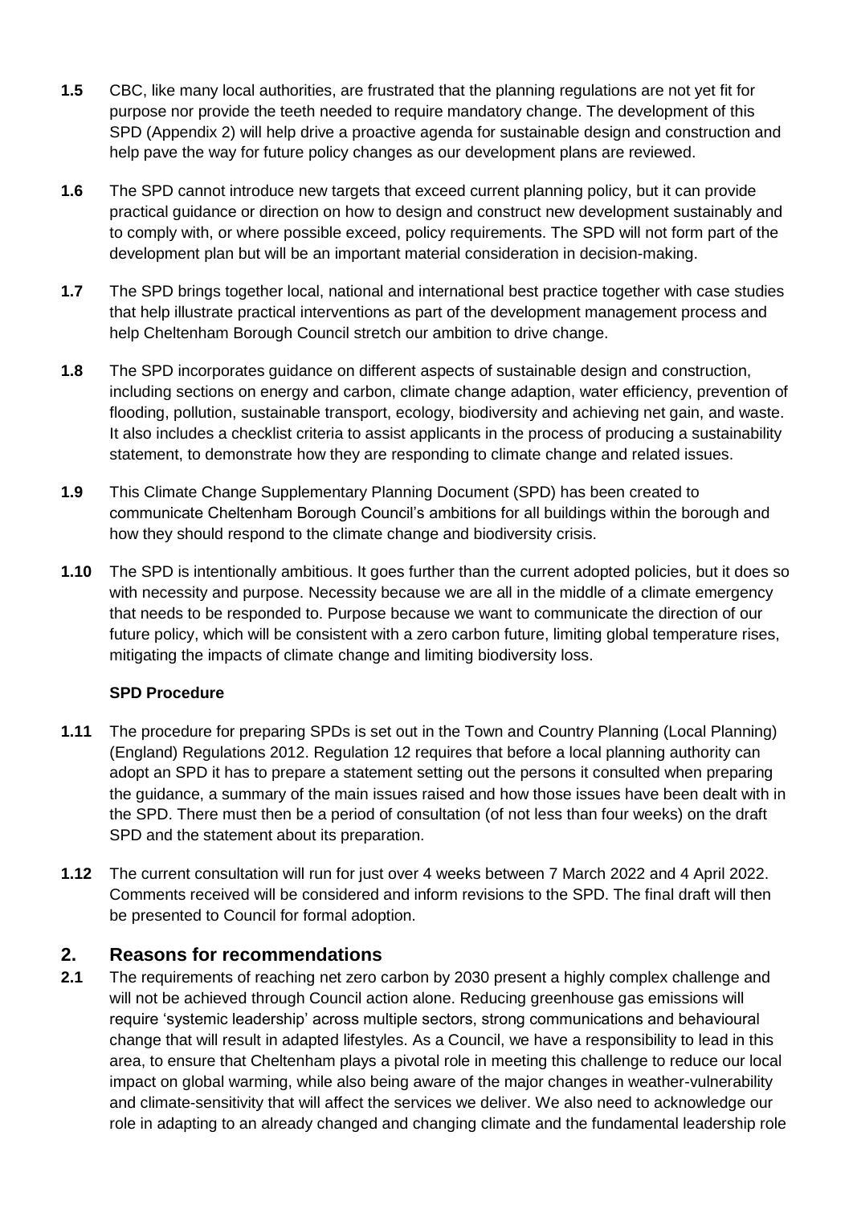**1.5** CBC, like many local authorities, are frustrated that the planning regulations are not yet fit for purpose nor provide the teeth needed to require mandatory change. The development of this SPD (Appendix 2) will help drive a proactive agenda for sustainable design and construction and help pave the way for future policy changes as our development plans are reviewed.

**1.6** The SPD cannot introduce new targets that exceed current planning policy, but it can provide practical guidance or direction on how to design and construct new development sustainably and to comply with, or where possible exceed, policy requirements. The SPD will not form part of the development plan but will be an important material consideration in decision-making.

**1.7** The SPD brings together local, national and international best practice together with case studies that help illustrate practical interventions as part of the development management process and help Cheltenham Borough Council stretch our ambition to drive change.

**1.8** The SPD incorporates guidance on different aspects of sustainable design and construction, including sections on energy and carbon, climate change adaption, water efficiency, prevention of flooding, pollution, sustainable transport, ecology, biodiversity and achieving net gain, and waste. It also includes a checklist criteria to assist applicants in the process of producing a sustainability statement, to demonstrate how they are responding to climate change and related issues.

**1.9** This Climate Change Supplementary Planning Document (SPD) has been created to communicate Cheltenham Borough Council's ambitions for all buildings within the borough and how they should respond to the climate change and biodiversity crisis.

**1.10** The SPD is intentionally ambitious. It goes further than the current adopted policies, but it does so with necessity and purpose. Necessity because we are all in the middle of a climate emergency that needs to be responded to. Purpose because we want to communicate the direction of our future policy, which will be consistent with a zero carbon future, limiting global temperature rises, mitigating the impacts of climate change and limiting biodiversity loss.

**SPD Procedure**

**1.11** The procedure for preparing SPDs is set out in the Town and Country Planning (Local Planning) (England) Regulations 2012. Regulation 12 requires that before a local planning authority can adopt an SPD it has to prepare a statement setting out the persons it consulted when preparing the guidance, a summary of the main issues raised and how those issues have been dealt with in the SPD. There must then be a period of consultation (of not less than four weeks) on the draft SPD and the statement about its preparation.

**1.12** The current consultation will run for just over 4 weeks between 7 March 2022 and 4 April 2022. Comments received will be considered and inform revisions to the SPD. The final draft will then be presented to Council for formal adoption.

## 2. Reasons for recommendations

**2.1** The requirements of reaching net zero carbon by 2030 present a highly complex challenge and will not be achieved through Council action alone. Reducing greenhouse gas emissions will require 'systemic leadership' across multiple sectors, strong communications and behavioural change that will result in adapted lifestyles. As a Council, we have a responsibility to lead in this area, to ensure that Cheltenham plays a pivotal role in meeting this challenge to reduce our local impact on global warming, while also being aware of the major changes in weather-vulnerability and climate-sensitivity that will affect the services we deliver. We also need to acknowledge our role in adapting to an already changed and changing climate and the fundamental leadership role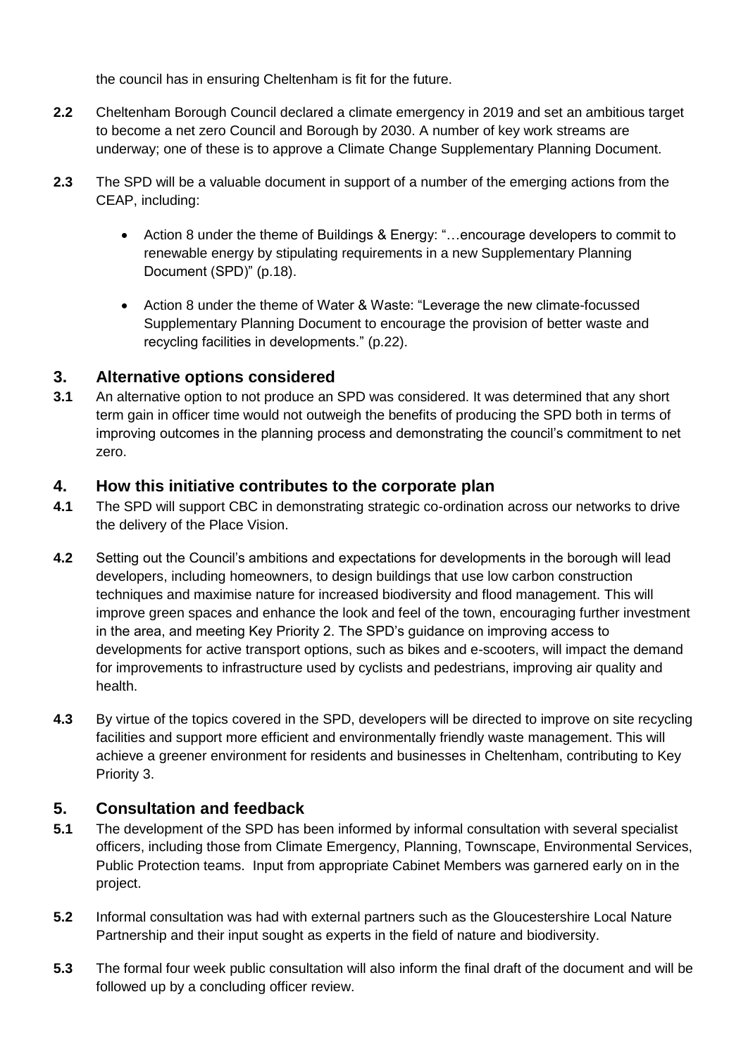the council has in ensuring Cheltenham is fit for the future.

**2.2** Cheltenham Borough Council declared a climate emergency in 2019 and set an ambitious target to become a net zero Council and Borough by 2030. A number of key work streams are underway; one of these is to approve a Climate Change Supplementary Planning Document.

**2.3** The SPD will be a valuable document in support of a number of the emerging actions from the CEAP, including:

- Action 8 under the theme of Buildings & Energy: "…encourage developers to commit to renewable energy by stipulating requirements in a new Supplementary Planning Document (SPD)" (p.18).
- Action 8 under the theme of Water & Waste: "Leverage the new climate-focussed Supplementary Planning Document to encourage the provision of better waste and recycling facilities in developments." (p.22).

## 3. Alternative options considered

**3.1** An alternative option to not produce an SPD was considered. It was determined that any short term gain in officer time would not outweigh the benefits of producing the SPD both in terms of improving outcomes in the planning process and demonstrating the council's commitment to net zero.

## 4. How this initiative contributes to the corporate plan

**4.1** The SPD will support CBC in demonstrating strategic co-ordination across our networks to drive the delivery of the Place Vision.

**4.2** Setting out the Council's ambitions and expectations for developments in the borough will lead developers, including homeowners, to design buildings that use low carbon construction techniques and maximise nature for increased biodiversity and flood management. This will improve green spaces and enhance the look and feel of the town, encouraging further investment in the area, and meeting Key Priority 2. The SPD's guidance on improving access to developments for active transport options, such as bikes and e-scooters, will impact the demand for improvements to infrastructure used by cyclists and pedestrians, improving air quality and health.

**4.3** By virtue of the topics covered in the SPD, developers will be directed to improve on site recycling facilities and support more efficient and environmentally friendly waste management. This will achieve a greener environment for residents and businesses in Cheltenham, contributing to Key Priority 3.

## 5. Consultation and feedback

**5.1** The development of the SPD has been informed by informal consultation with several specialist officers, including those from Climate Emergency, Planning, Townscape, Environmental Services, Public Protection teams. Input from appropriate Cabinet Members was garnered early on in the project.

**5.2** Informal consultation was had with external partners such as the Gloucestershire Local Nature Partnership and their input sought as experts in the field of nature and biodiversity.

**5.3** The formal four week public consultation will also inform the final draft of the document and will be followed up by a concluding officer review.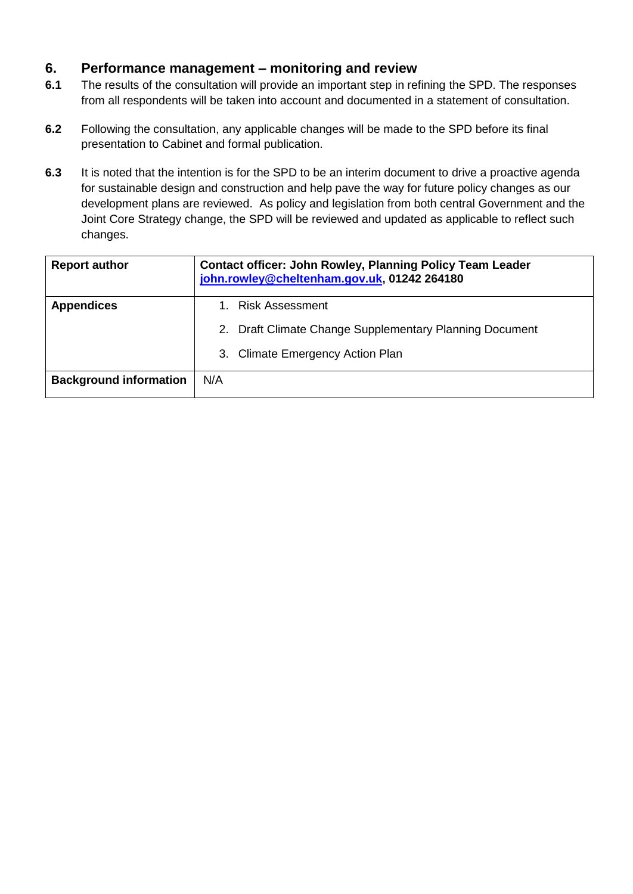## 6. Performance management – monitoring and review

**6.1** The results of the consultation will provide an important step in refining the SPD. The responses from all respondents will be taken into account and documented in a statement of consultation.

**6.2** Following the consultation, any applicable changes will be made to the SPD before its final presentation to Cabinet and formal publication.

**6.3** It is noted that the intention is for the SPD to be an interim document to drive a proactive agenda for sustainable design and construction and help pave the way for future policy changes as our development plans are reviewed. As policy and legislation from both central Government and the Joint Core Strategy change, the SPD will be reviewed and updated as applicable to reflect such changes.

| **Report author** | **Contact officer: John Rowley, Planning Policy Team Leader** **john.rowley@cheltenham.gov.uk, 01242 264180** |
|---|---|
| **Appendices** | 1. Risk Assessment<br>2. Draft Climate Change Supplementary Planning Document<br>3. Climate Emergency Action Plan |
| **Background information** | N/A |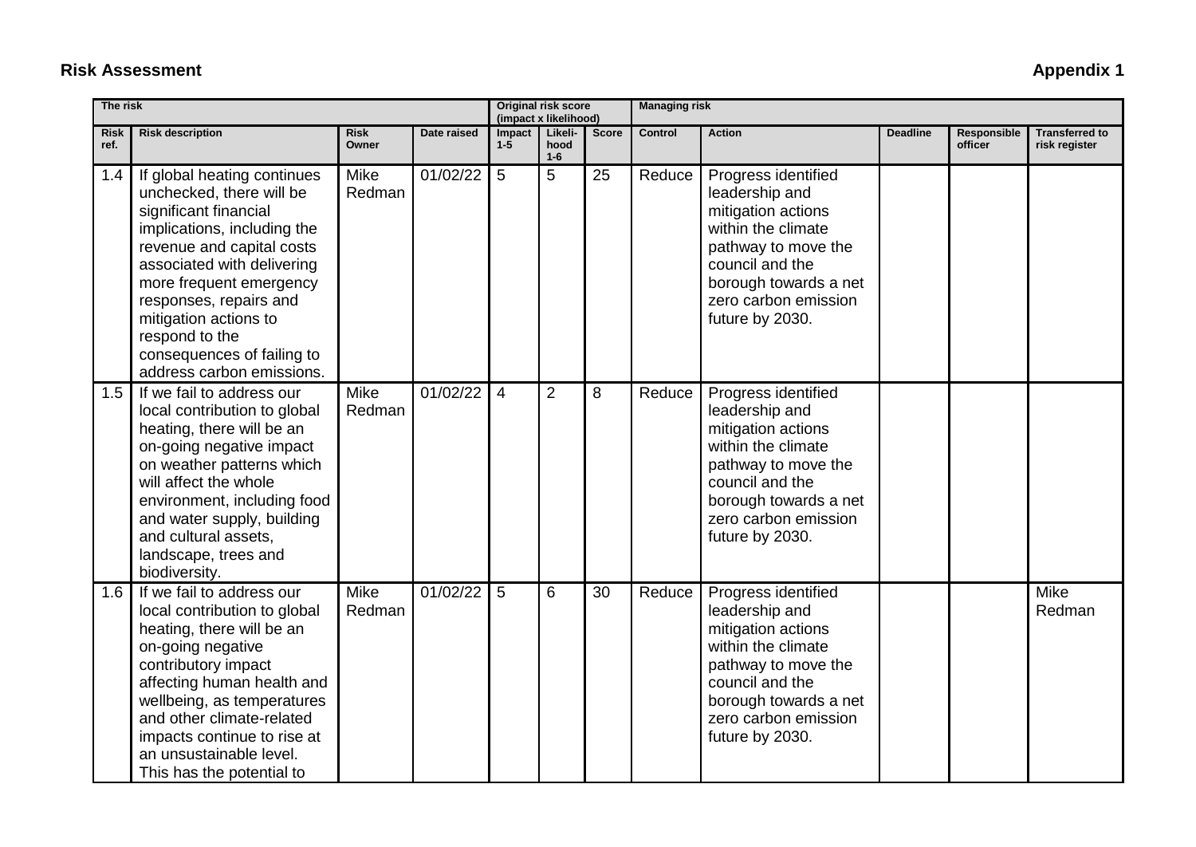**Risk Assessment** **Appendix 1**

| The risk | | | | Original risk score (impact x likelihood) | | | Managing risk | | | | |
|---|---|---|---|---|---|---|---|---|---|---|---|
| Risk ref. | Risk description | Risk Owner | Date raised | Impact 1-5 | Likeli-hood 1-6 | Score | Control | Action | Deadline | Responsible officer | Transferred to risk register |
| 1.4 | If global heating continues unchecked, there will be significant financial implications, including the revenue and capital costs associated with delivering more frequent emergency responses, repairs and mitigation actions to respond to the consequences of failing to address carbon emissions. | Mike Redman | 01/02/22 | 5 | 5 | 25 | Reduce | Progress identified leadership and mitigation actions within the climate pathway to move the council and the borough towards a net zero carbon emission future by 2030. | | | |
| 1.5 | If we fail to address our local contribution to global heating, there will be an on-going negative impact on weather patterns which will affect the whole environment, including food and water supply, building and cultural assets, landscape, trees and biodiversity. | Mike Redman | 01/02/22 | 4 | 2 | 8 | Reduce | Progress identified leadership and mitigation actions within the climate pathway to move the council and the borough towards a net zero carbon emission future by 2030. | | | |
| 1.6 | If we fail to address our local contribution to global heating, there will be an on-going negative contributory impact affecting human health and wellbeing, as temperatures and other climate-related impacts continue to rise at an unsustainable level. This has the potential to | Mike Redman | 01/02/22 | 5 | 6 | 30 | Reduce | Progress identified leadership and mitigation actions within the climate pathway to move the council and the borough towards a net zero carbon emission future by 2030. | | | Mike Redman |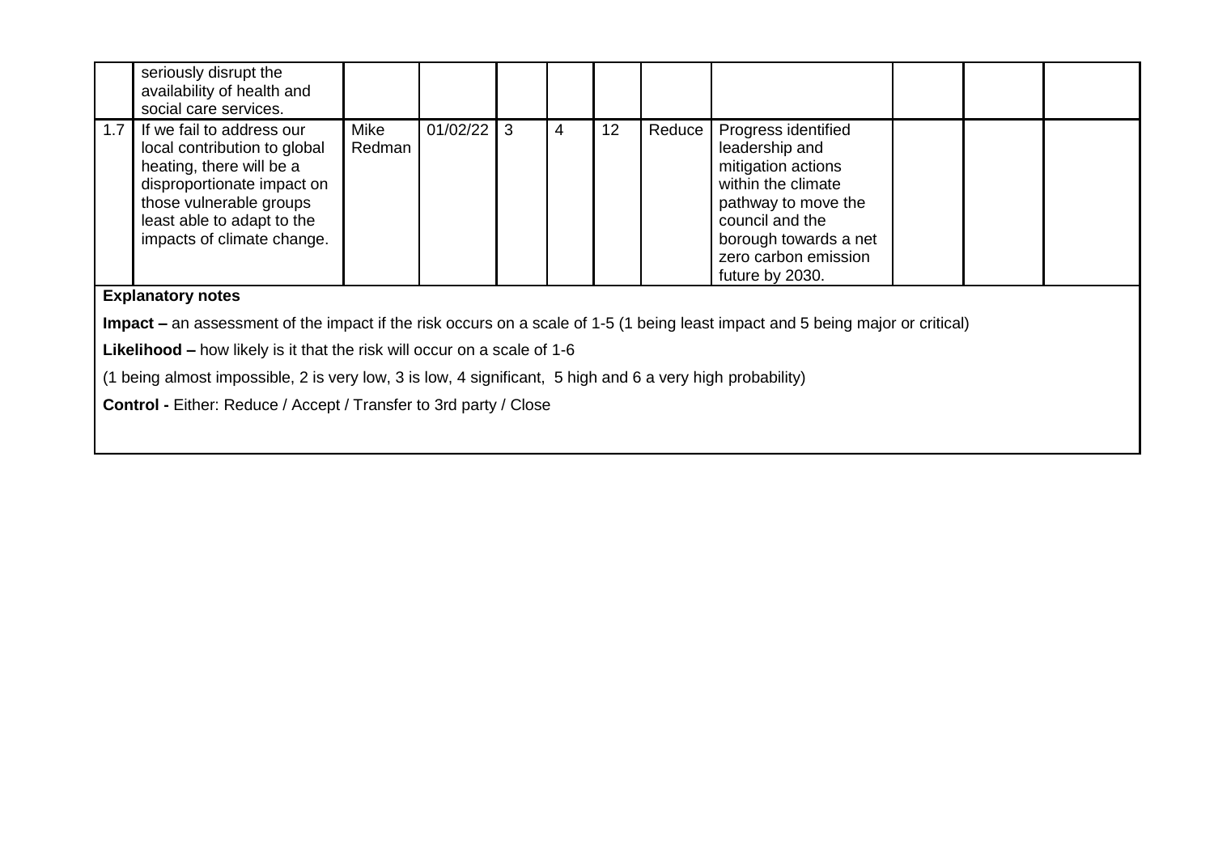| | | | | | | | | | | | |
|---|---|---|---|---|---|---|---|---|---|---|---|
| | seriously disrupt the availability of health and social care services. | | | | | | | | | | |
| 1.7 | If we fail to address our local contribution to global heating, there will be a disproportionate impact on those vulnerable groups least able to adapt to the impacts of climate change. | Mike Redman | 01/02/22 | 3 | 4 | 12 | Reduce | Progress identified leadership and mitigation actions within the climate pathway to move the council and the borough towards a net zero carbon emission future by 2030. | | | |

**Explanatory notes**

**Impact –** an assessment of the impact if the risk occurs on a scale of 1-5 (1 being least impact and 5 being major or critical)

**Likelihood –** how likely is it that the risk will occur on a scale of 1-6

(1 being almost impossible, 2 is very low, 3 is low, 4 significant, 5 high and 6 a very high probability)

**Control -** Either: Reduce / Accept / Transfer to 3rd party / Close